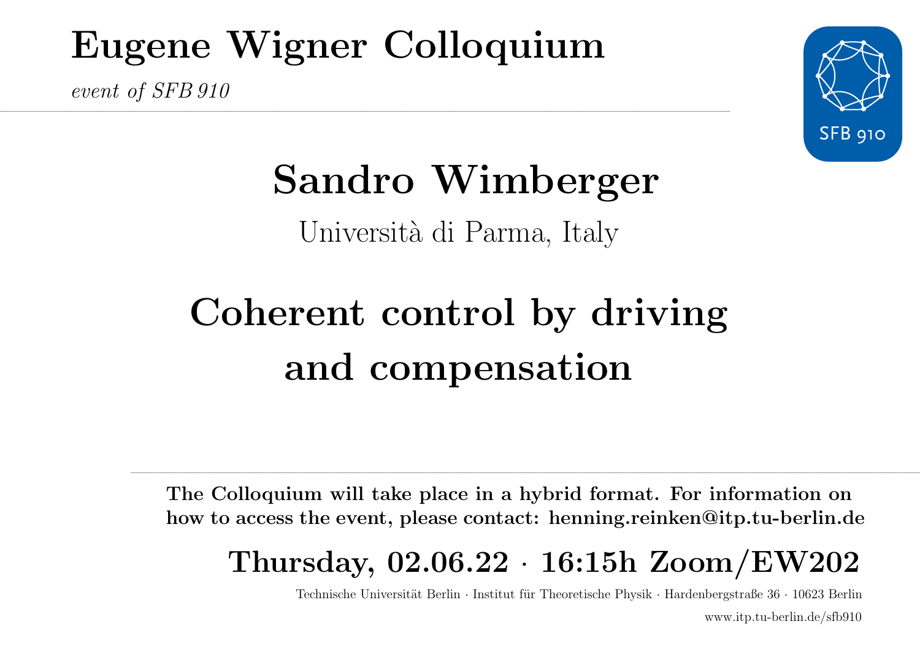# Eugene Wigner Colloquium

*event of SFB 910*

SFB 910

## Sandro Wimberger

Università di Parma, Italy

# Coherent control by driving and compensation

**The Colloquium will take place in a hybrid format. For information on how to access the event, please contact: henning.reinken@itp.tu-berlin.de**

## Thursday, 02.06.22 · 16:15h Zoom/EW202

Technische Universität Berlin · Institut für Theoretische Physik · Hardenbergstraße 36 · 10623 Berlin

www.itp.tu-berlin.de/sfb910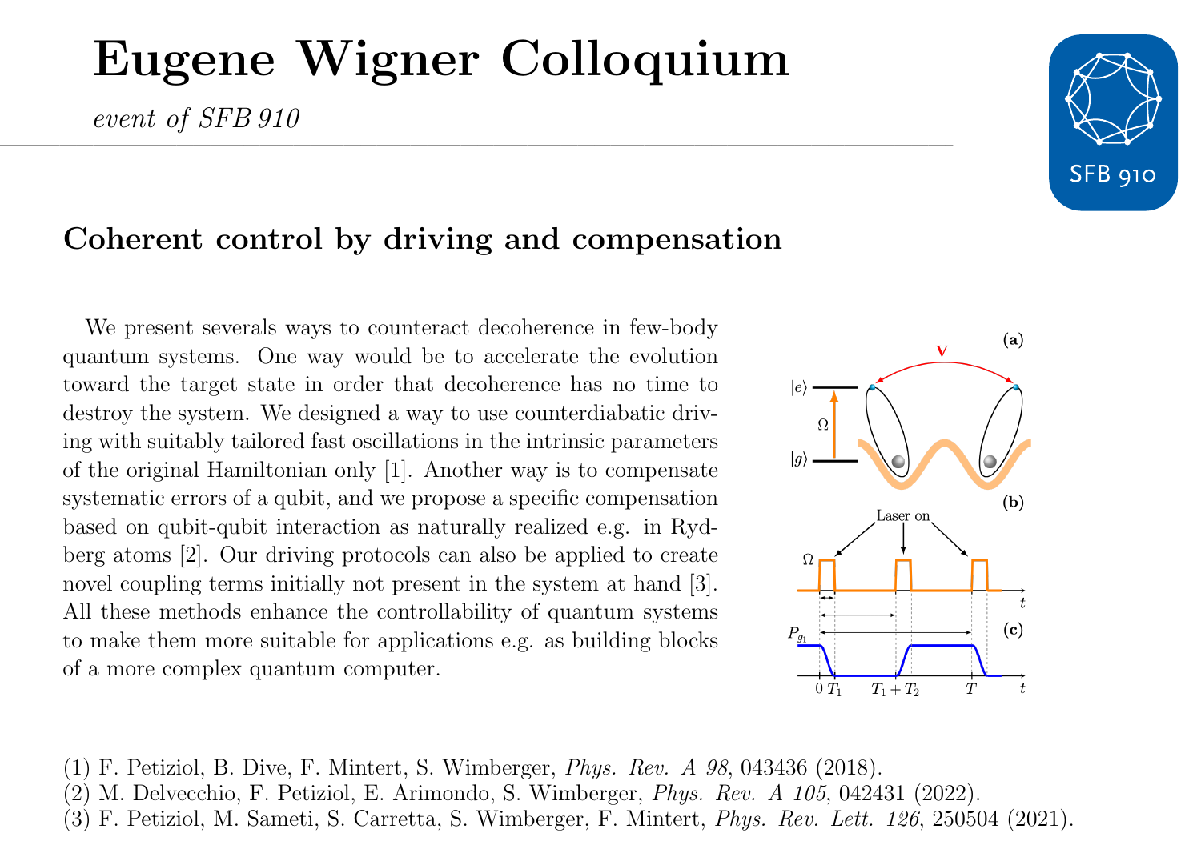# Eugene Wigner Colloquium

*event of SFB 910*

## Coherent control by driving and compensation

We present severals ways to counteract decoherence in few-body quantum systems. One way would be to accelerate the evolution toward the target state in order that decoherence has no time to destroy the system. We designed a way to use counterdiabatic driving with suitably tailored fast oscillations in the intrinsic parameters of the original Hamiltonian only [1]. Another way is to compensate systematic errors of a qubit, and we propose a specific compensation based on qubit-qubit interaction as naturally realized e.g. in Rydberg atoms [2]. Our driving protocols can also be applied to create novel coupling terms initially not present in the system at hand [3]. All these methods enhance the controllability of quantum systems to make them more suitable for applications e.g. as building blocks of a more complex quantum computer.

(a)
V
$|e\rangle$
$\Omega$
$|g\rangle$

(b)
Laser on
$\Omega$
$t$

(c)
$P_{g_1}$
0 $T_1$
$T_1 + T_2$
$T$
$t$

(1) F. Petiziol, B. Dive, F. Mintert, S. Wimberger, *Phys. Rev. A 98*, 043436 (2018).
(2) M. Delvecchio, F. Petiziol, E. Arimondo, S. Wimberger, *Phys. Rev. A 105*, 042431 (2022).
(3) F. Petiziol, M. Sameti, S. Carretta, S. Wimberger, F. Mintert, *Phys. Rev. Lett. 126*, 250504 (2021).